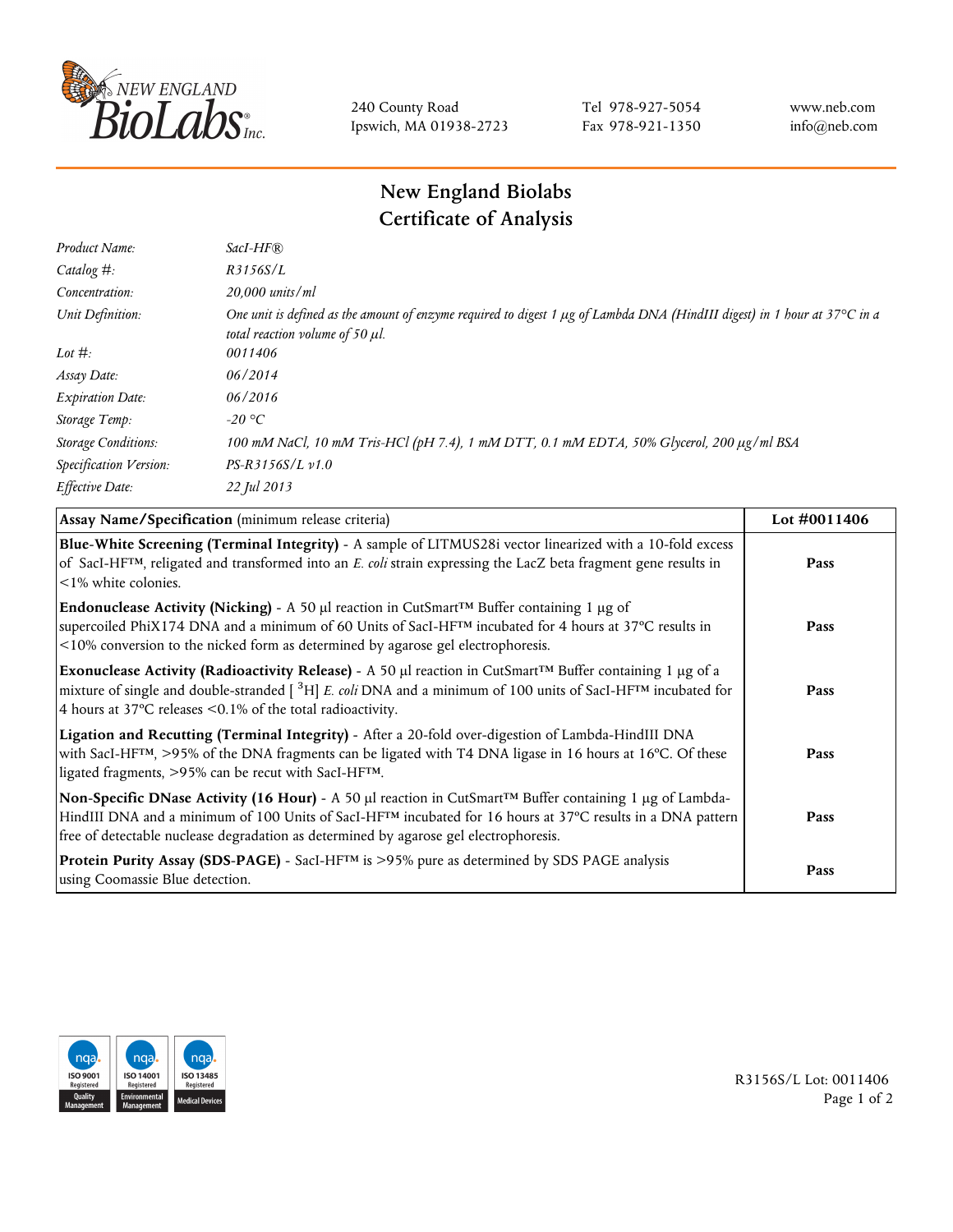240 County Road
Ipswich, MA 01938-2723

Tel 978-927-5054
Fax 978-921-1350

www.neb.com
info@neb.com

# New England Biolabs
# Certificate of Analysis

| | |
|---|---|
| *Product Name:* | *SacI-HF®* |
| *Catalog #:* | *R3156S/L* |
| *Concentration:* | *20,000 units/ml* |
| *Unit Definition:* | *One unit is defined as the amount of enzyme required to digest 1 µg of Lambda DNA (HindIII digest) in 1 hour at 37°C in a total reaction volume of 50 µl.* |
| *Lot #:* | *0011406* |
| *Assay Date:* | *06/2014* |
| *Expiration Date:* | *06/2016* |
| *Storage Temp:* | *-20 °C* |
| *Storage Conditions:* | *100 mM NaCl, 10 mM Tris-HCl (pH 7.4), 1 mM DTT, 0.1 mM EDTA, 50% Glycerol, 200 µg/ml BSA* |
| *Specification Version:* | *PS-R3156S/L v1.0* |
| *Effective Date:* | *22 Jul 2013* |

| **Assay Name/Specification** (minimum release criteria) | **Lot #0011406** |
|---|---|
| **Blue-White Screening (Terminal Integrity)** - A sample of LITMUS28i vector linearized with a 10-fold excess of SacI-HF™, religated and transformed into an *E. coli* strain expressing the LacZ beta fragment gene results in <1% white colonies. | **Pass** |
| **Endonuclease Activity (Nicking)** - A 50 µl reaction in CutSmart™ Buffer containing 1 µg of supercoiled PhiX174 DNA and a minimum of 60 Units of SacI-HF™ incubated for 4 hours at 37°C results in <10% conversion to the nicked form as determined by agarose gel electrophoresis. | **Pass** |
| **Exonuclease Activity (Radioactivity Release)** - A 50 µl reaction in CutSmart™ Buffer containing 1 µg of a mixture of single and double-stranded [ $^{3}$H] *E. coli* DNA and a minimum of 100 units of SacI-HF™ incubated for 4 hours at 37°C releases <0.1% of the total radioactivity. | **Pass** |
| **Ligation and Recutting (Terminal Integrity)** - After a 20-fold over-digestion of Lambda-HindIII DNA with SacI-HF™, >95% of the DNA fragments can be ligated with T4 DNA ligase in 16 hours at 16°C. Of these ligated fragments, >95% can be recut with SacI-HF™. | **Pass** |
| **Non-Specific DNase Activity (16 Hour)** - A 50 µl reaction in CutSmart™ Buffer containing 1 µg of Lambda-HindIII DNA and a minimum of 100 Units of SacI-HF™ incubated for 16 hours at 37°C results in a DNA pattern free of detectable nuclease degradation as determined by agarose gel electrophoresis. | **Pass** |
| **Protein Purity Assay (SDS-PAGE)** - SacI-HF™ is >95% pure as determined by SDS PAGE analysis using Coomassie Blue detection. | **Pass** |

R3156S/L Lot: 0011406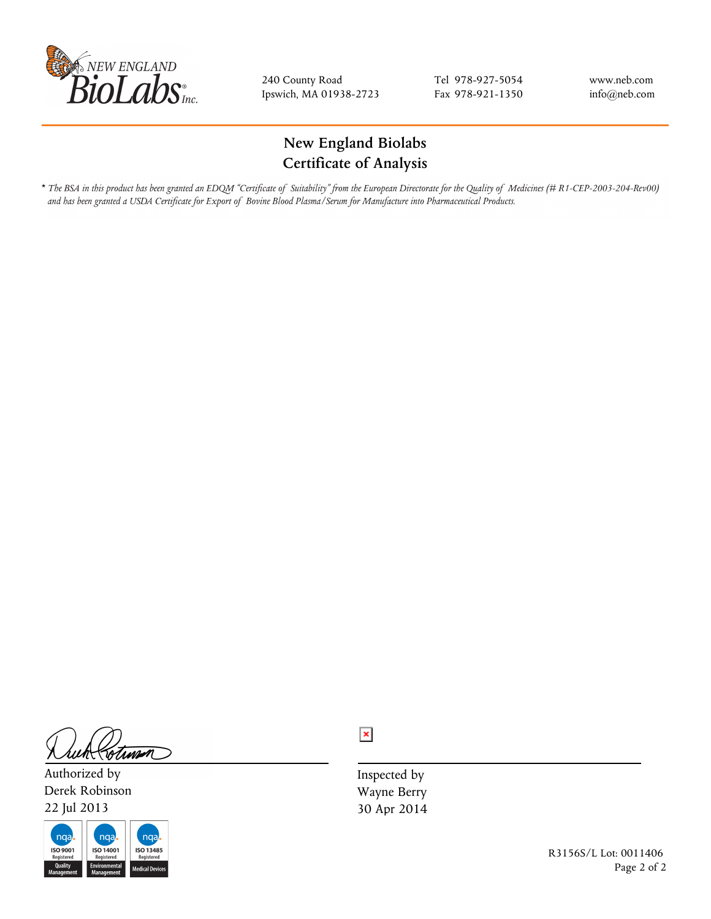240 County Road
Ipswich, MA 01938-2723

Tel 978-927-5054
Fax 978-921-1350

www.neb.com
info@neb.com

## New England Biolabs
## Certificate of Analysis

\* *The BSA in this product has been granted an EDQM "Certificate of Suitability" from the European Directorate for the Quality of Medicines (# R1-CEP-2003-204-Rev00) and has been granted a USDA Certificate for Export of Bovine Blood Plasma/Serum for Manufacture into Pharmaceutical Products.*

Authorized by
Derek Robinson
22 Jul 2013

Inspected by
Wayne Berry
30 Apr 2014

ISO 9001 Registered Quality Management
ISO 14001 Registered Environmental Management
ISO 13485 Registered Medical Devices

R3156S/L Lot: 0011406